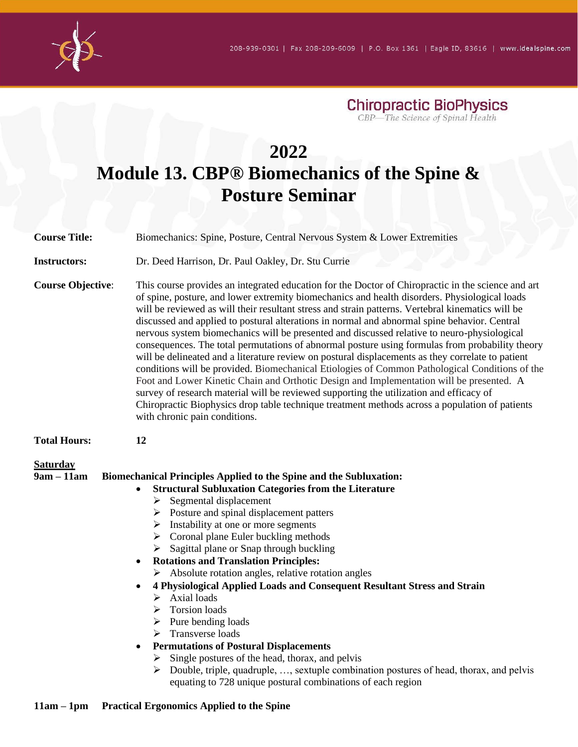Chiropractic BioPhysics

*CBP—The Science of Spinal Health*

# 2022
# Module 13. CBP® Biomechanics of the Spine & Posture Seminar

**Course Title:** Biomechanics: Spine, Posture, Central Nervous System & Lower Extremities

**Instructors:** Dr. Deed Harrison, Dr. Paul Oakley, Dr. Stu Currie

**Course Objective**: This course provides an integrated education for the Doctor of Chiropractic in the science and art of spine, posture, and lower extremity biomechanics and health disorders. Physiological loads will be reviewed as will their resultant stress and strain patterns. Vertebral kinematics will be discussed and applied to postural alterations in normal and abnormal spine behavior. Central nervous system biomechanics will be presented and discussed relative to neuro-physiological consequences. The total permutations of abnormal posture using formulas from probability theory will be delineated and a literature review on postural displacements as they correlate to patient conditions will be provided. Biomechanical Etiologies of Common Pathological Conditions of the Foot and Lower Kinetic Chain and Orthotic Design and Implementation will be presented. A survey of research material will be reviewed supporting the utilization and efficacy of Chiropractic Biophysics drop table technique treatment methods across a population of patients with chronic pain conditions.

**Total Hours:** **12**

**Saturday**

**9am – 11am Biomechanical Principles Applied to the Spine and the Subluxation:**

- **Structural Subluxation Categories from the Literature**
  - Segmental displacement
  - Posture and spinal displacement patters
  - Instability at one or more segments
  - Coronal plane Euler buckling methods
  - Sagittal plane or Snap through buckling
- **Rotations and Translation Principles:**
  - Absolute rotation angles, relative rotation angles
- **4 Physiological Applied Loads and Consequent Resultant Stress and Strain**
  - Axial loads
  - Torsion loads
  - Pure bending loads
  - Transverse loads
- **Permutations of Postural Displacements**
  - Single postures of the head, thorax, and pelvis
  - Double, triple, quadruple, …, sextuple combination postures of head, thorax, and pelvis equating to 728 unique postural combinations of each region

**11am – 1pm Practical Ergonomics Applied to the Spine**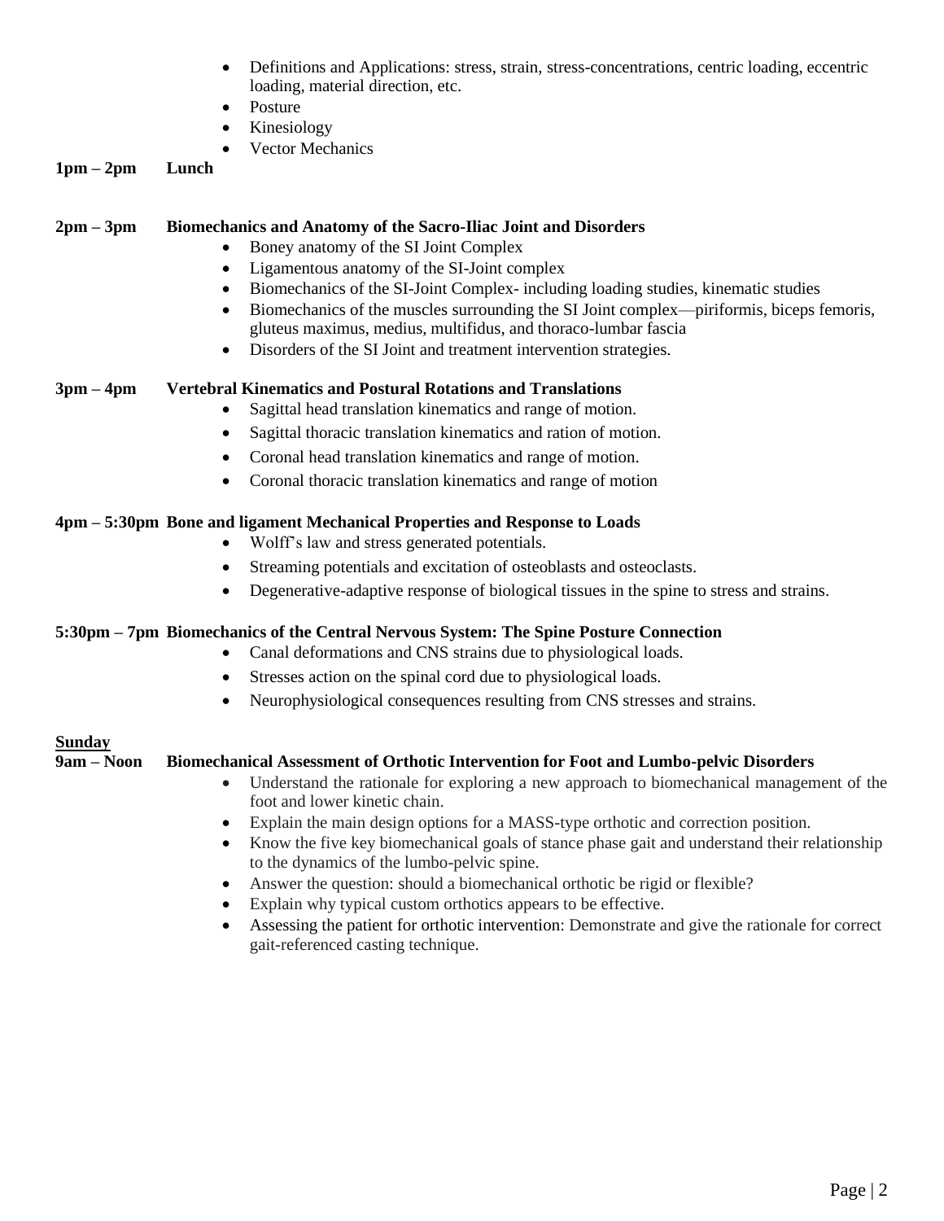- Definitions and Applications: stress, strain, stress-concentrations, centric loading, eccentric loading, material direction, etc.
- Posture
- Kinesiology
- Vector Mechanics

**1pm – 2pm Lunch**

**2pm – 3pm Biomechanics and Anatomy of the Sacro-Iliac Joint and Disorders**

- Boney anatomy of the SI Joint Complex
- Ligamentous anatomy of the SI-Joint complex
- Biomechanics of the SI-Joint Complex- including loading studies, kinematic studies
- Biomechanics of the muscles surrounding the SI Joint complex—piriformis, biceps femoris, gluteus maximus, medius, multifidus, and thoraco-lumbar fascia
- Disorders of the SI Joint and treatment intervention strategies.

**3pm – 4pm Vertebral Kinematics and Postural Rotations and Translations**

- Sagittal head translation kinematics and range of motion.
- Sagittal thoracic translation kinematics and ration of motion.
- Coronal head translation kinematics and range of motion.
- Coronal thoracic translation kinematics and range of motion

**4pm – 5:30pm Bone and ligament Mechanical Properties and Response to Loads**

- Wolff's law and stress generated potentials.
- Streaming potentials and excitation of osteoblasts and osteoclasts.
- Degenerative-adaptive response of biological tissues in the spine to stress and strains.

**5:30pm – 7pm Biomechanics of the Central Nervous System: The Spine Posture Connection**

- Canal deformations and CNS strains due to physiological loads.
- Stresses action on the spinal cord due to physiological loads.
- Neurophysiological consequences resulting from CNS stresses and strains.

**Sunday**

**9am – Noon Biomechanical Assessment of Orthotic Intervention for Foot and Lumbo-pelvic Disorders**

- Understand the rationale for exploring a new approach to biomechanical management of the foot and lower kinetic chain.
- Explain the main design options for a MASS-type orthotic and correction position.
- Know the five key biomechanical goals of stance phase gait and understand their relationship to the dynamics of the lumbo-pelvic spine.
- Answer the question: should a biomechanical orthotic be rigid or flexible?
- Explain why typical custom orthotics appears to be effective.
- Assessing the patient for orthotic intervention: Demonstrate and give the rationale for correct gait-referenced casting technique.